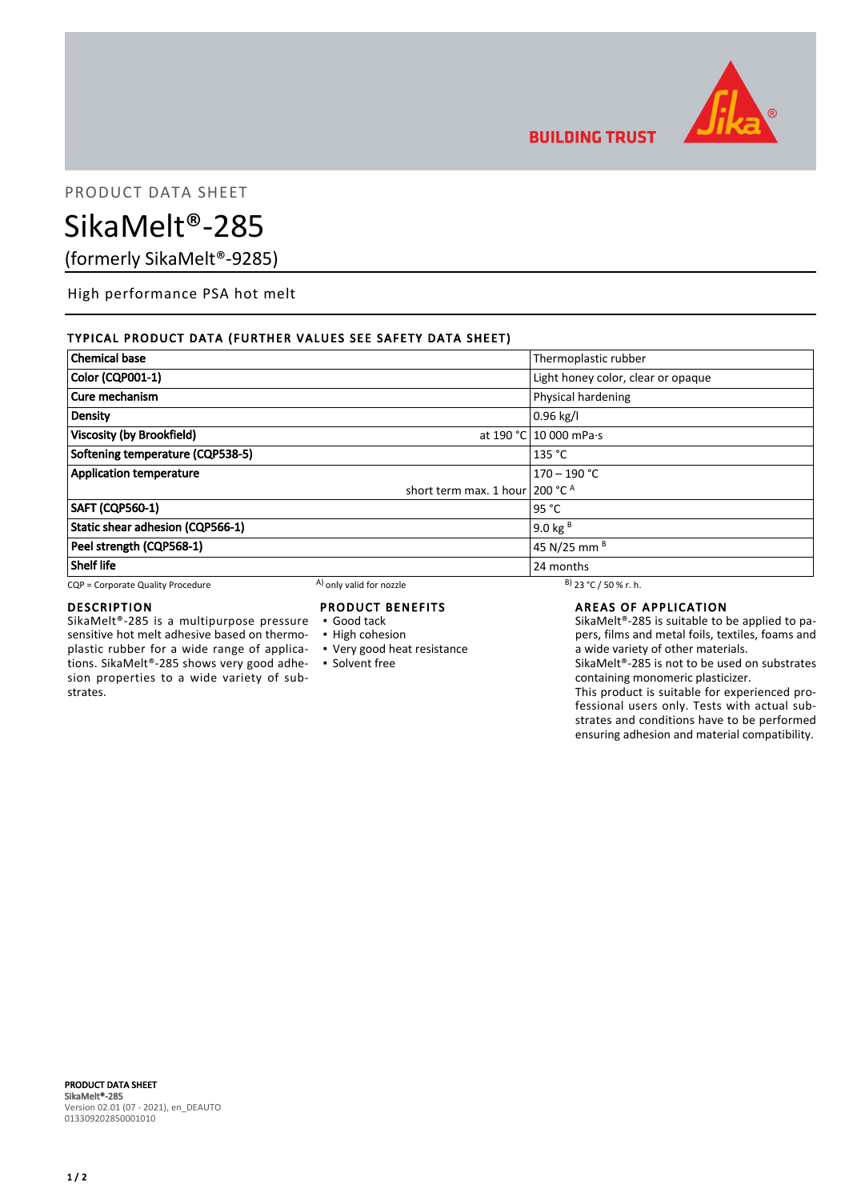PRODUCT DATA SHEET

# SikaMelt®-285

(formerly SikaMelt®-9285)

High performance PSA hot melt

## TYPICAL PRODUCT DATA (FURTHER VALUES SEE SAFETY DATA SHEET)

| Property | | Value |
|---|---|---|
| **Chemical base** | | Thermoplastic rubber |
| **Color (CQP001-1)** | | Light honey color, clear or opaque |
| **Cure mechanism** | | Physical hardening |
| **Density** | | 0.96 kg/l |
| **Viscosity (by Brookfield)** | at 190 °C | 10 000 mPa·s |
| **Softening temperature (CQP538-5)** | | 135 °C |
| **Application temperature** | | 170 – 190 °C |
| | short term max. 1 hour | 200 °C [A] |
| **SAFT (CQP560-1)** | | 95 °C |
| **Static shear adhesion (CQP566-1)** | | 9.0 kg [B] |
| **Peel strength (CQP568-1)** | | 45 N/25 mm [B] |
| **Shelf life** | | 24 months |

CQP = Corporate Quality Procedure   A) only valid for nozzle   B) 23 °C / 50 % r. h.

## DESCRIPTION

SikaMelt®-285 is a multipurpose pressure sensitive hot melt adhesive based on thermoplastic rubber for a wide range of applications. SikaMelt®-285 shows very good adhesion properties to a wide variety of substrates.

## PRODUCT BENEFITS

- Good tack
- High cohesion
- Very good heat resistance
- Solvent free

## AREAS OF APPLICATION

SikaMelt®-285 is suitable to be applied to papers, films and metal foils, textiles, foams and a wide variety of other materials.

SikaMelt®-285 is not to be used on substrates containing monomeric plasticizer.

This product is suitable for experienced professional users only. Tests with actual substrates and conditions have to be performed ensuring adhesion and material compatibility.

**PRODUCT DATA SHEET**
**SikaMelt®-285**
Version 02.01 (07 - 2021), en_DEAUTO
013309202850001010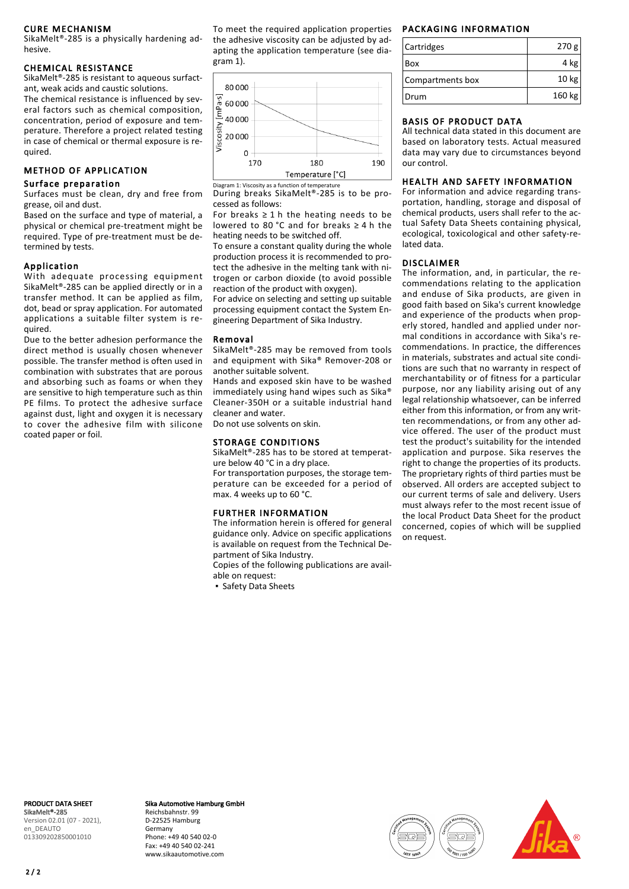## CURE MECHANISM

SikaMelt®-285 is a physically hardening adhesive.

## CHEMICAL RESISTANCE

SikaMelt®-285 is resistant to aqueous surfactant, weak acids and caustic solutions.

The chemical resistance is influenced by several factors such as chemical composition, concentration, period of exposure and temperature. Therefore a project related testing in case of chemical or thermal exposure is required.

## METHOD OF APPLICATION

### Surface preparation

Surfaces must be clean, dry and free from grease, oil and dust.

Based on the surface and type of material, a physical or chemical pre-treatment might be required. Type of pre-treatment must be determined by tests.

### Application

With adequate processing equipment SikaMelt®-285 can be applied directly or in a transfer method. It can be applied as film, dot, bead or spray application. For automated applications a suitable filter system is required.

Due to the better adhesion performance the direct method is usually chosen whenever possible. The transfer method is often used in combination with substrates that are porous and absorbing such as foams or when they are sensitive to high temperature such as thin PE films. To protect the adhesive surface against dust, light and oxygen it is necessary to cover the adhesive film with silicone coated paper or foil.

To meet the required application properties the adhesive viscosity can be adjusted by adapting the application temperature (see diagram 1).

Viscosity [mPa·s]
80 000
60 000
40 000
20 000
0
170
180
190
Temperature [°C]

Diagram 1: Viscosity as a function of temperature

During breaks SikaMelt®-285 is to be processed as follows:

For breaks ≥ 1 h the heating needs to be lowered to 80 °C and for breaks ≥ 4 h the heating needs to be switched off.

To ensure a constant quality during the whole production process it is recommended to protect the adhesive in the melting tank with nitrogen or carbon dioxide (to avoid possible reaction of the product with oxygen).

For advice on selecting and setting up suitable processing equipment contact the System Engineering Department of Sika Industry.

### Removal

SikaMelt®-285 may be removed from tools and equipment with Sika® Remover-208 or another suitable solvent.

Hands and exposed skin have to be washed immediately using hand wipes such as Sika® Cleaner-350H or a suitable industrial hand cleaner and water.

Do not use solvents on skin.

## STORAGE CONDITIONS

SikaMelt®-285 has to be stored at temperature below 40 °C in a dry place.

For transportation purposes, the storage temperature can be exceeded for a period of max. 4 weeks up to 60 °C.

## FURTHER INFORMATION

The information herein is offered for general guidance only. Advice on specific applications is available on request from the Technical Department of Sika Industry.

Copies of the following publications are available on request:

- Safety Data Sheets

## PACKAGING INFORMATION

| | |
|---|---|
| Cartridges | 270 g |
| Box | 4 kg |
| Compartments box | 10 kg |
| Drum | 160 kg |

## BASIS OF PRODUCT DATA

All technical data stated in this document are based on laboratory tests. Actual measured data may vary due to circumstances beyond our control.

## HEALTH AND SAFETY INFORMATION

For information and advice regarding transportation, handling, storage and disposal of chemical products, users shall refer to the actual Safety Data Sheets containing physical, ecological, toxicological and other safety-related data.

## DISCLAIMER

The information, and, in particular, the recommendations relating to the application and enduse of Sika products, are given in good faith based on Sika's current knowledge and experience of the products when properly stored, handled and applied under normal conditions in accordance with Sika's recommendations. In practice, the differences in materials, substrates and actual site conditions are such that no warranty in respect of merchantability or of fitness for a particular purpose, nor any liability arising out of any legal relationship whatsoever, can be inferred either from this information, or from any written recommendations, or from any other advice offered. The user of the product must test the product's suitability for the intended application and purpose. Sika reserves the right to change the properties of its products. The proprietary rights of third parties must be observed. All orders are accepted subject to our current terms of sale and delivery. Users must always refer to the most recent issue of the local Product Data Sheet for the product concerned, copies of which will be supplied on request.

**PRODUCT DATA SHEET**
**SikaMelt®-285**
Version 02.01 (07 - 2021), en_DEAUTO
013309202850001010

**Sika Automotive Hamburg GmbH**
Reichsbahnstr. 99
D-22525 Hamburg
Germany
Phone: +49 40 540 02-0
Fax: +49 40 540 02-241
www.sikaautomotive.com